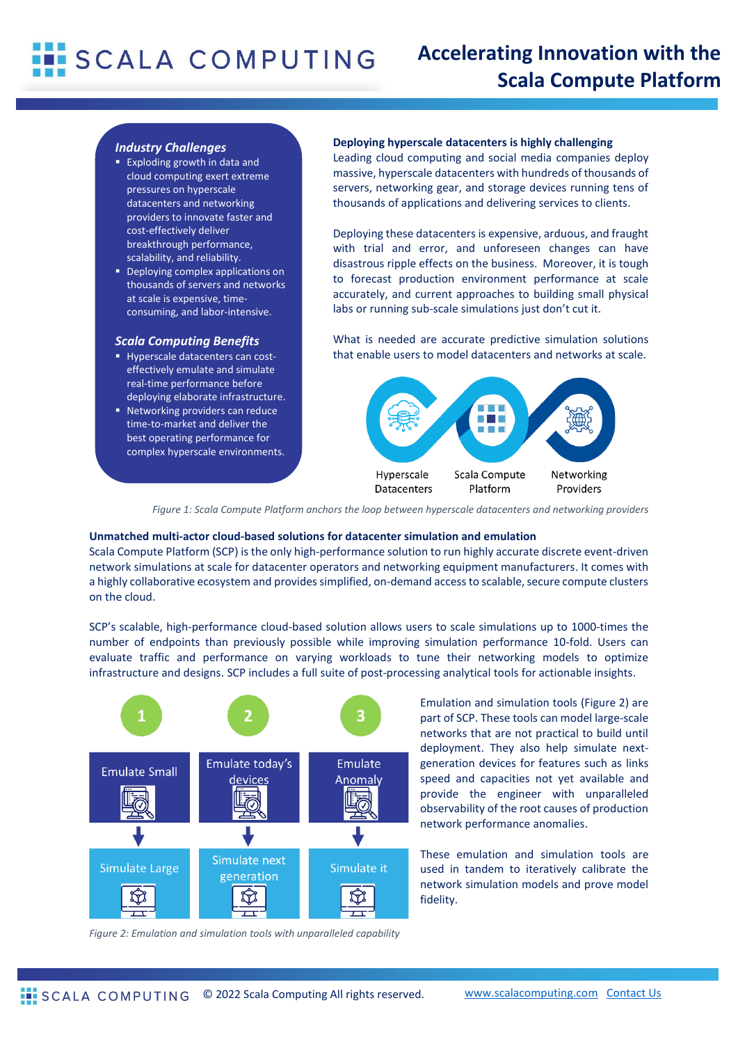# Accelerating Innovation with the Scala Compute Platform

### *Industry Challenges*

- Exploding growth in data and cloud computing exert extreme pressures on hyperscale datacenters and networking providers to innovate faster and cost-effectively deliver breakthrough performance, scalability, and reliability.
- Deploying complex applications on thousands of servers and networks at scale is expensive, time-consuming, and labor-intensive.

### *Scala Computing Benefits*

- Hyperscale datacenters can cost-effectively emulate and simulate real-time performance before deploying elaborate infrastructure.
- Networking providers can reduce time-to-market and deliver the best operating performance for complex hyperscale environments.

**Deploying hyperscale datacenters is highly challenging**

Leading cloud computing and social media companies deploy massive, hyperscale datacenters with hundreds of thousands of servers, networking gear, and storage devices running tens of thousands of applications and delivering services to clients.

Deploying these datacenters is expensive, arduous, and fraught with trial and error, and unforeseen changes can have disastrous ripple effects on the business. Moreover, it is tough to forecast production environment performance at scale accurately, and current approaches to building small physical labs or running sub-scale simulations just don't cut it.

What is needed are accurate predictive simulation solutions that enable users to model datacenters and networks at scale.

Hyperscale Datacenters | Scala Compute Platform | Networking Providers

*Figure 1: Scala Compute Platform anchors the loop between hyperscale datacenters and networking providers*

**Unmatched multi-actor cloud-based solutions for datacenter simulation and emulation**

Scala Compute Platform (SCP) is the only high-performance solution to run highly accurate discrete event-driven network simulations at scale for datacenter operators and networking equipment manufacturers. It comes with a highly collaborative ecosystem and provides simplified, on-demand access to scalable, secure compute clusters on the cloud.

SCP's scalable, high-performance cloud-based solution allows users to scale simulations up to 1000-times the number of endpoints than previously possible while improving simulation performance 10-fold. Users can evaluate traffic and performance on varying workloads to tune their networking models to optimize infrastructure and designs. SCP includes a full suite of post-processing analytical tools for actionable insights.

1. Emulate Small → Simulate Large
2. Emulate today's devices → Simulate next generation
3. Emulate Anomaly → Simulate it

*Figure 2: Emulation and simulation tools with unparalleled capability*

Emulation and simulation tools (Figure 2) are part of SCP. These tools can model large-scale networks that are not practical to build until deployment. They also help simulate next-generation devices for features such as links speed and capacities not yet available and provide the engineer with unparalleled observability of the root causes of production network performance anomalies.

These emulation and simulation tools are used in tandem to iteratively calibrate the network simulation models and prove model fidelity.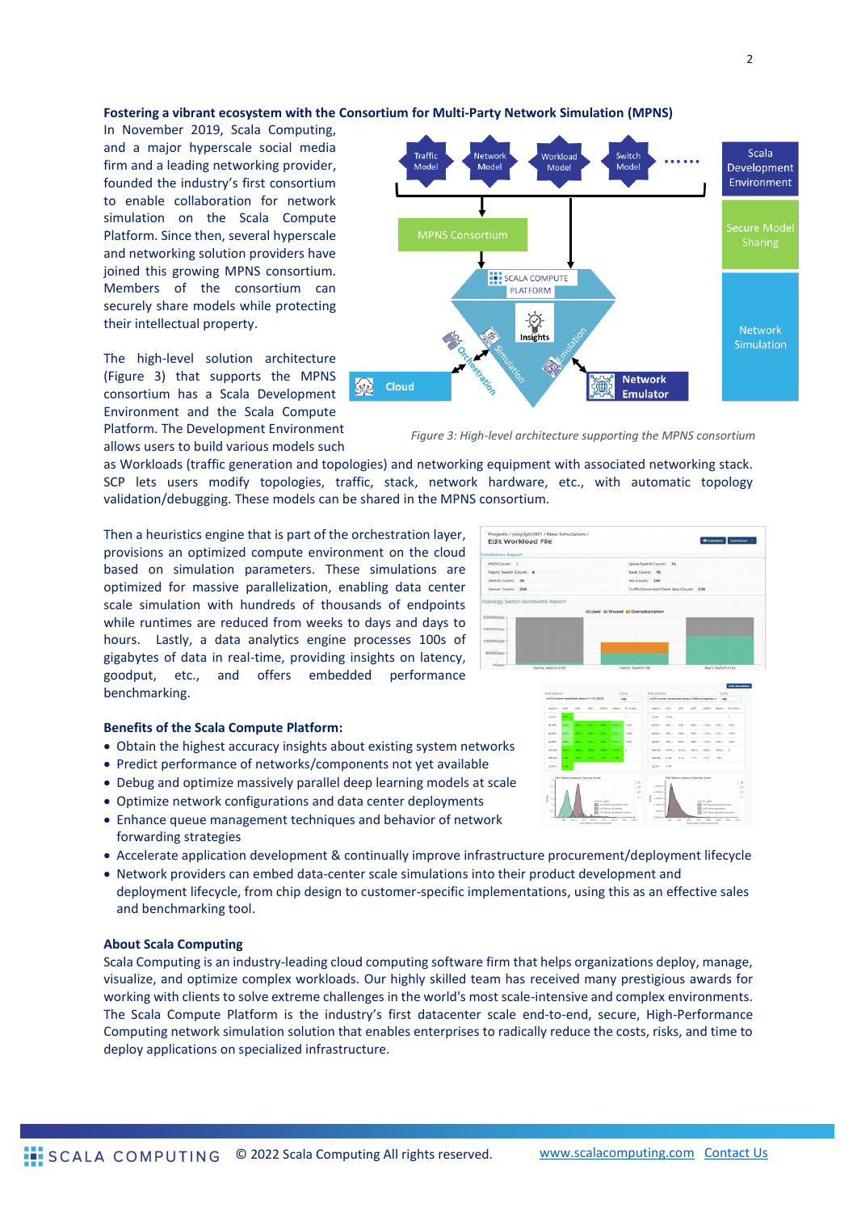### Fostering a vibrant ecosystem with the Consortium for Multi-Party Network Simulation (MPNS)

In November 2019, Scala Computing, and a major hyperscale social media firm and a leading networking provider, founded the industry's first consortium to enable collaboration for network simulation on the Scala Compute Platform. Since then, several hyperscale and networking solution providers have joined this growing MPNS consortium. Members of the consortium can securely share models while protecting their intellectual property.

Traffic Model
Network Model
Workload Model
Switch Model
MPNS Consortium
SCALA COMPUTE PLATFORM
Insights
Simulation
Emulation
Orchestration
Cloud
Network Emulator
Scala Development Environment
Secure Model Sharing
Network Simulation

*Figure 3: High-level architecture supporting the MPNS consortium*

The high-level solution architecture (Figure 3) that supports the MPNS consortium has a Scala Development Environment and the Scala Compute Platform. The Development Environment allows users to build various models such as Workloads (traffic generation and topologies) and networking equipment with associated networking stack. SCP lets users modify topologies, traffic, stack, network hardware, etc., with automatic topology validation/debugging. These models can be shared in the MPNS consortium.

Then a heuristics engine that is part of the orchestration layer, provisions an optimized compute environment on the cloud based on simulation parameters. These simulations are optimized for massive parallelization, enabling data center scale simulation with hundreds of thousands of endpoints while runtimes are reduced from weeks to days and days to hours. Lastly, a data analytics engine processes 100s of gigabytes of data in real-time, providing insights on latency, goodput, etc., and offers embedded performance benchmarking.

### Benefits of the Scala Compute Platform:

- Obtain the highest accuracy insights about existing system networks
- Predict performance of networks/components not yet available
- Debug and optimize massively parallel deep learning models at scale
- Optimize network configurations and data center deployments
- Enhance queue management techniques and behavior of network forwarding strategies
- Accelerate application development & continually improve infrastructure procurement/deployment lifecycle
- Network providers can embed data-center scale simulations into their product development and deployment lifecycle, from chip design to customer-specific implementations, using this as an effective sales and benchmarking tool.

### About Scala Computing

Scala Computing is an industry-leading cloud computing software firm that helps organizations deploy, manage, visualize, and optimize complex workloads. Our highly skilled team has received many prestigious awards for working with clients to solve extreme challenges in the world's most scale-intensive and complex environments. The Scala Compute Platform is the industry's first datacenter scale end-to-end, secure, High-Performance Computing network simulation solution that enables enterprises to radically reduce the costs, risks, and time to deploy applications on specialized infrastructure.

SCALA COMPUTING © 2022 Scala Computing All rights reserved. www.scalacomputing.com Contact Us